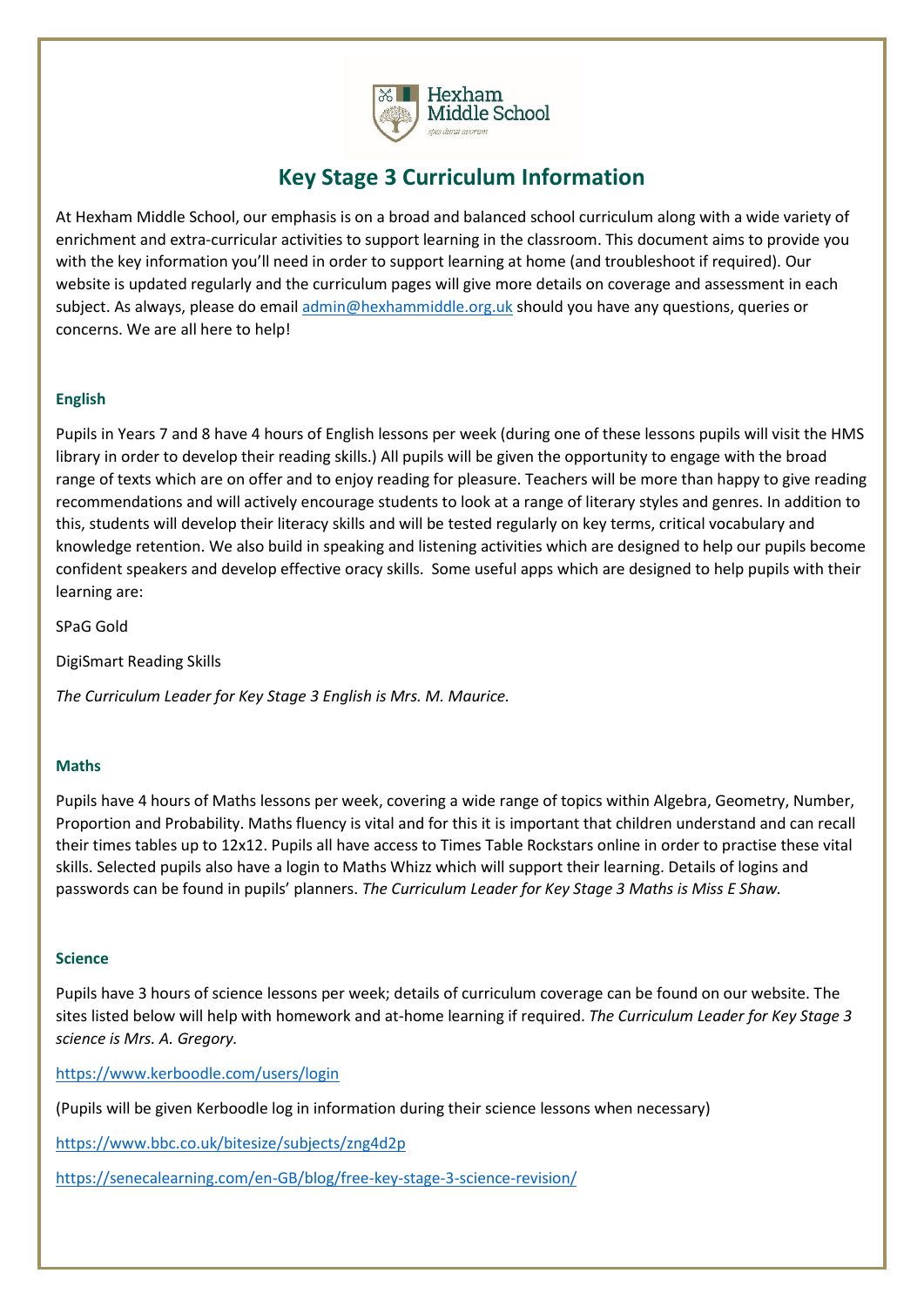# Key Stage 3 Curriculum Information

At Hexham Middle School, our emphasis is on a broad and balanced school curriculum along with a wide variety of enrichment and extra-curricular activities to support learning in the classroom. This document aims to provide you with the key information you'll need in order to support learning at home (and troubleshoot if required). Our website is updated regularly and the curriculum pages will give more details on coverage and assessment in each subject. As always, please do email admin@hexhammiddle.org.uk should you have any questions, queries or concerns. We are all here to help!

## English

Pupils in Years 7 and 8 have 4 hours of English lessons per week (during one of these lessons pupils will visit the HMS library in order to develop their reading skills.) All pupils will be given the opportunity to engage with the broad range of texts which are on offer and to enjoy reading for pleasure. Teachers will be more than happy to give reading recommendations and will actively encourage students to look at a range of literary styles and genres. In addition to this, students will develop their literacy skills and will be tested regularly on key terms, critical vocabulary and knowledge retention. We also build in speaking and listening activities which are designed to help our pupils become confident speakers and develop effective oracy skills. Some useful apps which are designed to help pupils with their learning are:

SPaG Gold

DigiSmart Reading Skills

*The Curriculum Leader for Key Stage 3 English is Mrs. M. Maurice.*

## Maths

Pupils have 4 hours of Maths lessons per week, covering a wide range of topics within Algebra, Geometry, Number, Proportion and Probability. Maths fluency is vital and for this it is important that children understand and can recall their times tables up to 12x12. Pupils all have access to Times Table Rockstars online in order to practise these vital skills. Selected pupils also have a login to Maths Whizz which will support their learning. Details of logins and passwords can be found in pupils' planners. *The Curriculum Leader for Key Stage 3 Maths is Miss E Shaw.*

## Science

Pupils have 3 hours of science lessons per week; details of curriculum coverage can be found on our website. The sites listed below will help with homework and at-home learning if required. *The Curriculum Leader for Key Stage 3 science is Mrs. A. Gregory.*

https://www.kerboodle.com/users/login

(Pupils will be given Kerboodle log in information during their science lessons when necessary)

https://www.bbc.co.uk/bitesize/subjects/zng4d2p

https://senecalearning.com/en-GB/blog/free-key-stage-3-science-revision/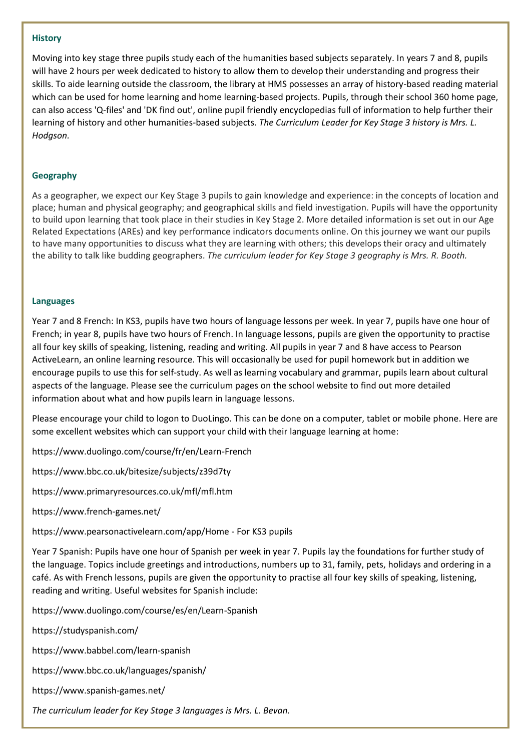### History

Moving into key stage three pupils study each of the humanities based subjects separately. In years 7 and 8, pupils will have 2 hours per week dedicated to history to allow them to develop their understanding and progress their skills. To aide learning outside the classroom, the library at HMS possesses an array of history-based reading material which can be used for home learning and home learning-based projects. Pupils, through their school 360 home page, can also access 'Q-files' and 'DK find out', online pupil friendly encyclopedias full of information to help further their learning of history and other humanities-based subjects. *The Curriculum Leader for Key Stage 3 history is Mrs. L. Hodgson.*

### Geography

As a geographer, we expect our Key Stage 3 pupils to gain knowledge and experience: in the concepts of location and place; human and physical geography; and geographical skills and field investigation. Pupils will have the opportunity to build upon learning that took place in their studies in Key Stage 2. More detailed information is set out in our Age Related Expectations (AREs) and key performance indicators documents online. On this journey we want our pupils to have many opportunities to discuss what they are learning with others; this develops their oracy and ultimately the ability to talk like budding geographers. *The curriculum leader for Key Stage 3 geography is Mrs. R. Booth.*

### Languages

Year 7 and 8 French: In KS3, pupils have two hours of language lessons per week. In year 7, pupils have one hour of French; in year 8, pupils have two hours of French. In language lessons, pupils are given the opportunity to practise all four key skills of speaking, listening, reading and writing. All pupils in year 7 and 8 have access to Pearson ActiveLearn, an online learning resource. This will occasionally be used for pupil homework but in addition we encourage pupils to use this for self-study. As well as learning vocabulary and grammar, pupils learn about cultural aspects of the language. Please see the curriculum pages on the school website to find out more detailed information about what and how pupils learn in language lessons.

Please encourage your child to logon to DuoLingo. This can be done on a computer, tablet or mobile phone. Here are some excellent websites which can support your child with their language learning at home:

https://www.duolingo.com/course/fr/en/Learn-French

https://www.bbc.co.uk/bitesize/subjects/z39d7ty

https://www.primaryresources.co.uk/mfl/mfl.htm

https://www.french-games.net/

https://www.pearsonactivelearn.com/app/Home - For KS3 pupils

Year 7 Spanish: Pupils have one hour of Spanish per week in year 7. Pupils lay the foundations for further study of the language. Topics include greetings and introductions, numbers up to 31, family, pets, holidays and ordering in a café. As with French lessons, pupils are given the opportunity to practise all four key skills of speaking, listening, reading and writing. Useful websites for Spanish include:

https://www.duolingo.com/course/es/en/Learn-Spanish

https://studyspanish.com/

https://www.babbel.com/learn-spanish

https://www.bbc.co.uk/languages/spanish/

https://www.spanish-games.net/

*The curriculum leader for Key Stage 3 languages is Mrs. L. Bevan.*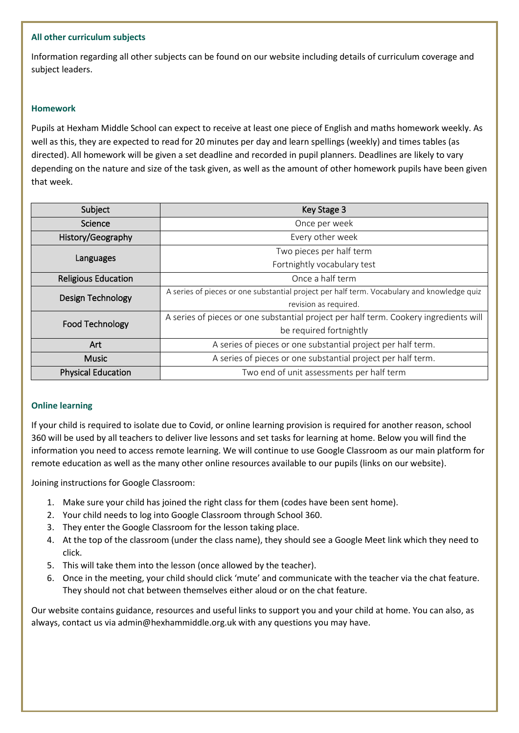### All other curriculum subjects

Information regarding all other subjects can be found on our website including details of curriculum coverage and subject leaders.

### Homework

Pupils at Hexham Middle School can expect to receive at least one piece of English and maths homework weekly. As well as this, they are expected to read for 20 minutes per day and learn spellings (weekly) and times tables (as directed). All homework will be given a set deadline and recorded in pupil planners. Deadlines are likely to vary depending on the nature and size of the task given, as well as the amount of other homework pupils have been given that week.

| Subject | Key Stage 3 |
|---|---|
| Science | Once per week |
| History/Geography | Every other week |
| Languages | Two pieces per half term<br>Fortnightly vocabulary test |
| Religious Education | Once a half term |
| Design Technology | A series of pieces or one substantial project per half term. Vocabulary and knowledge quiz revision as required. |
| Food Technology | A series of pieces or one substantial project per half term. Cookery ingredients will be required fortnightly |
| Art | A series of pieces or one substantial project per half term. |
| Music | A series of pieces or one substantial project per half term. |
| Physical Education | Two end of unit assessments per half term |

### Online learning

If your child is required to isolate due to Covid, or online learning provision is required for another reason, school 360 will be used by all teachers to deliver live lessons and set tasks for learning at home. Below you will find the information you need to access remote learning. We will continue to use Google Classroom as our main platform for remote education as well as the many other online resources available to our pupils (links on our website).

Joining instructions for Google Classroom:

1. Make sure your child has joined the right class for them (codes have been sent home).
2. Your child needs to log into Google Classroom through School 360.
3. They enter the Google Classroom for the lesson taking place.
4. At the top of the classroom (under the class name), they should see a Google Meet link which they need to click.
5. This will take them into the lesson (once allowed by the teacher).
6. Once in the meeting, your child should click 'mute' and communicate with the teacher via the chat feature. They should not chat between themselves either aloud or on the chat feature.

Our website contains guidance, resources and useful links to support you and your child at home. You can also, as always, contact us via admin@hexhammiddle.org.uk with any questions you may have.